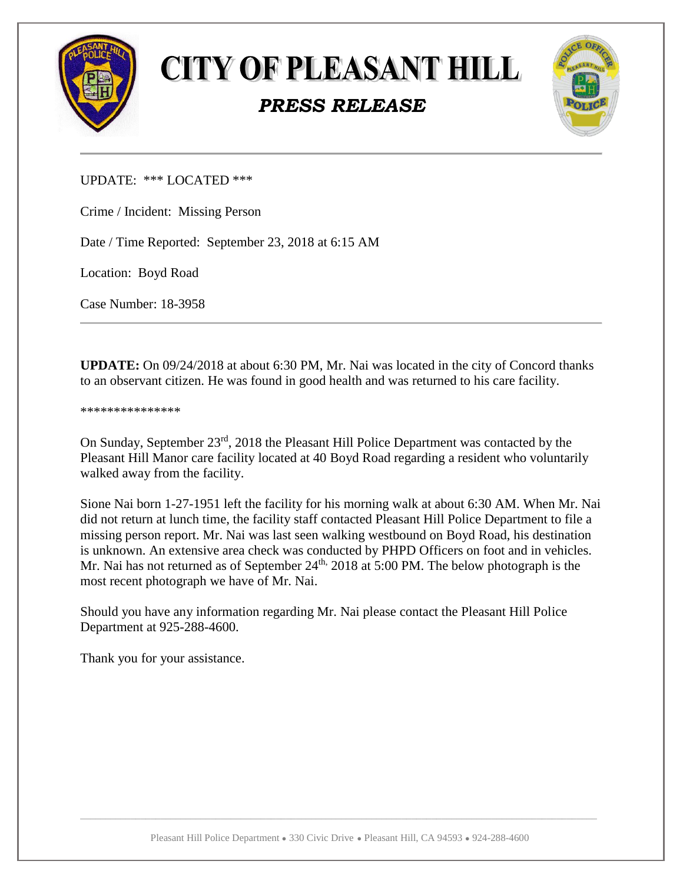# CITY OF PLEASANT HILL

## *PRESS RELEASE*

---

UPDATE: *** LOCATED ***

Crime / Incident: Missing Person

Date / Time Reported: September 23, 2018 at 6:15 AM

Location: Boyd Road

Case Number: 18-3958

---

**UPDATE:** On 09/24/2018 at about 6:30 PM, Mr. Nai was located in the city of Concord thanks to an observant citizen. He was found in good health and was returned to his care facility.

***************

On Sunday, September 23rd, 2018 the Pleasant Hill Police Department was contacted by the Pleasant Hill Manor care facility located at 40 Boyd Road regarding a resident who voluntarily walked away from the facility.

Sione Nai born 1-27-1951 left the facility for his morning walk at about 6:30 AM. When Mr. Nai did not return at lunch time, the facility staff contacted Pleasant Hill Police Department to file a missing person report. Mr. Nai was last seen walking westbound on Boyd Road, his destination is unknown. An extensive area check was conducted by PHPD Officers on foot and in vehicles. Mr. Nai has not returned as of September 24th, 2018 at 5:00 PM. The below photograph is the most recent photograph we have of Mr. Nai.

Should you have any information regarding Mr. Nai please contact the Pleasant Hill Police Department at 925-288-4600.

Thank you for your assistance.

Pleasant Hill Police Department • 330 Civic Drive • Pleasant Hill, CA 94593 • 924-288-4600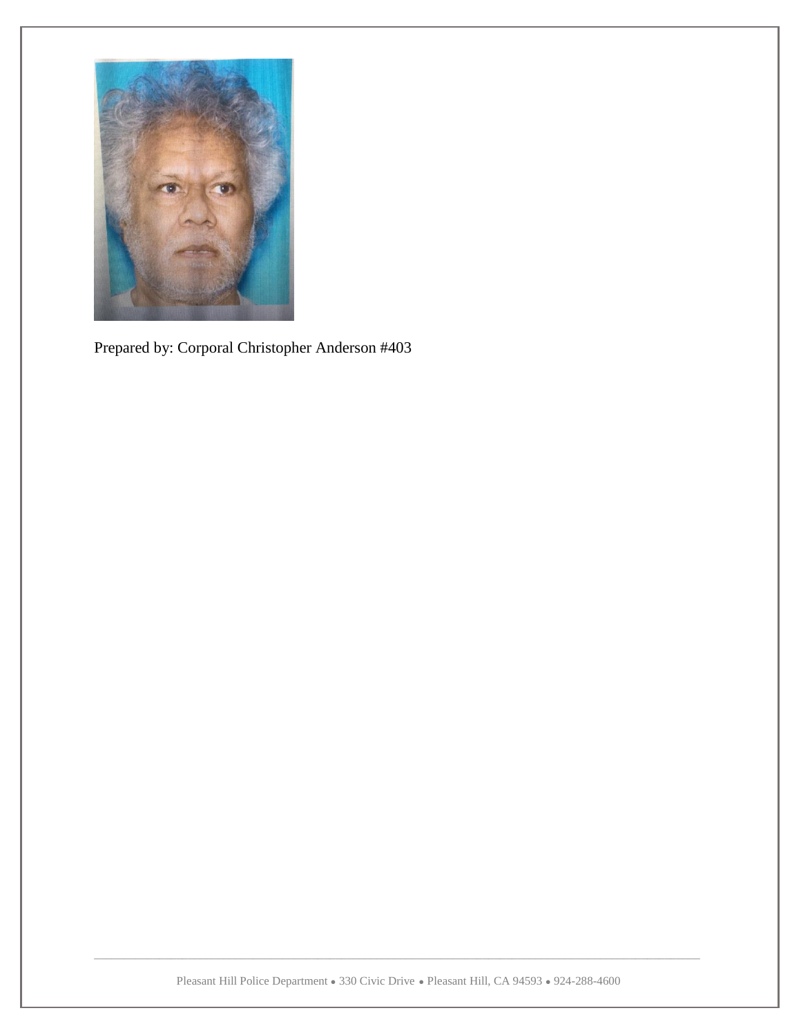Prepared by: Corporal Christopher Anderson #403